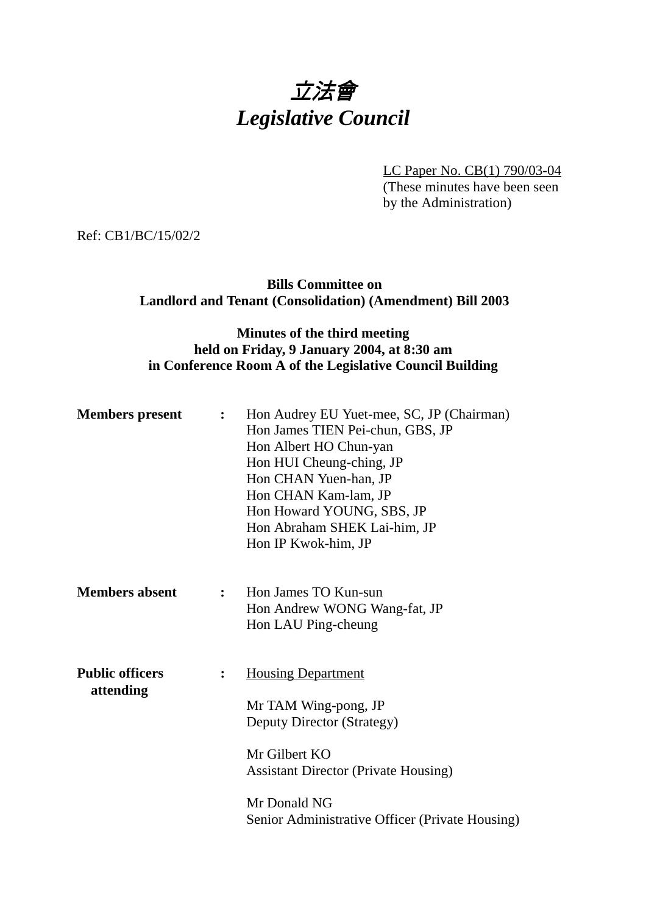# *立法會*
# *Legislative Council*

LC Paper No. CB(1) 790/03-04
(These minutes have been seen by the Administration)

Ref: CB1/BC/15/02/2

**Bills Committee on**
**Landlord and Tenant (Consolidation) (Amendment) Bill 2003**

**Minutes of the third meeting**
**held on Friday, 9 January 2004, at 8:30 am**
**in Conference Room A of the Legislative Council Building**

**Members present** : Hon Audrey EU Yuet-mee, SC, JP (Chairman)
Hon James TIEN Pei-chun, GBS, JP
Hon Albert HO Chun-yan
Hon HUI Cheung-ching, JP
Hon CHAN Yuen-han, JP
Hon CHAN Kam-lam, JP
Hon Howard YOUNG, SBS, JP
Hon Abraham SHEK Lai-him, JP
Hon IP Kwok-him, JP

**Members absent** : Hon James TO Kun-sun
Hon Andrew WONG Wang-fat, JP
Hon LAU Ping-cheung

**Public officers attending** : Housing Department

Mr TAM Wing-pong, JP
Deputy Director (Strategy)

Mr Gilbert KO
Assistant Director (Private Housing)

Mr Donald NG
Senior Administrative Officer (Private Housing)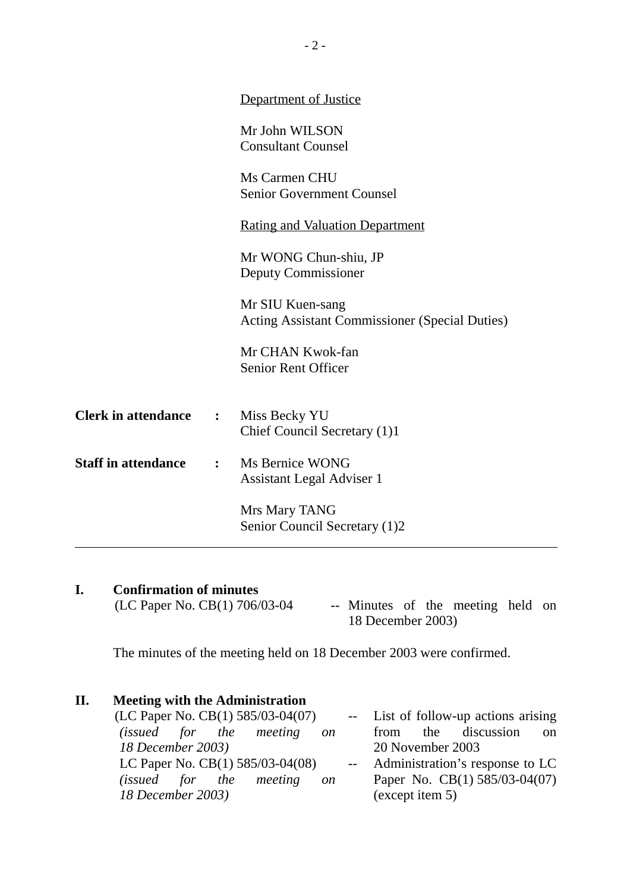Department of Justice

Mr John WILSON
Consultant Counsel

Ms Carmen CHU
Senior Government Counsel

Rating and Valuation Department

Mr WONG Chun-shiu, JP
Deputy Commissioner

Mr SIU Kuen-sang
Acting Assistant Commissioner (Special Duties)

Mr CHAN Kwok-fan
Senior Rent Officer

**Clerk in attendance :** Miss Becky YU
Chief Council Secretary (1)1

**Staff in attendance :** Ms Bernice WONG
Assistant Legal Adviser 1

Mrs Mary TANG
Senior Council Secretary (1)2

---

## I. Confirmation of minutes

(LC Paper No. CB(1) 706/03-04 -- Minutes of the meeting held on 18 December 2003)

The minutes of the meeting held on 18 December 2003 were confirmed.

## II. Meeting with the Administration

| | | |
|---|---|---|
| (LC Paper No. CB(1) 585/03-04(07) *(issued for the meeting on 18 December 2003)* | -- | List of follow-up actions arising from the discussion on 20 November 2003 |
| LC Paper No. CB(1) 585/03-04(08) *(issued for the meeting on 18 December 2003)* | -- | Administration's response to LC Paper No. CB(1) 585/03-04(07) (except item 5) |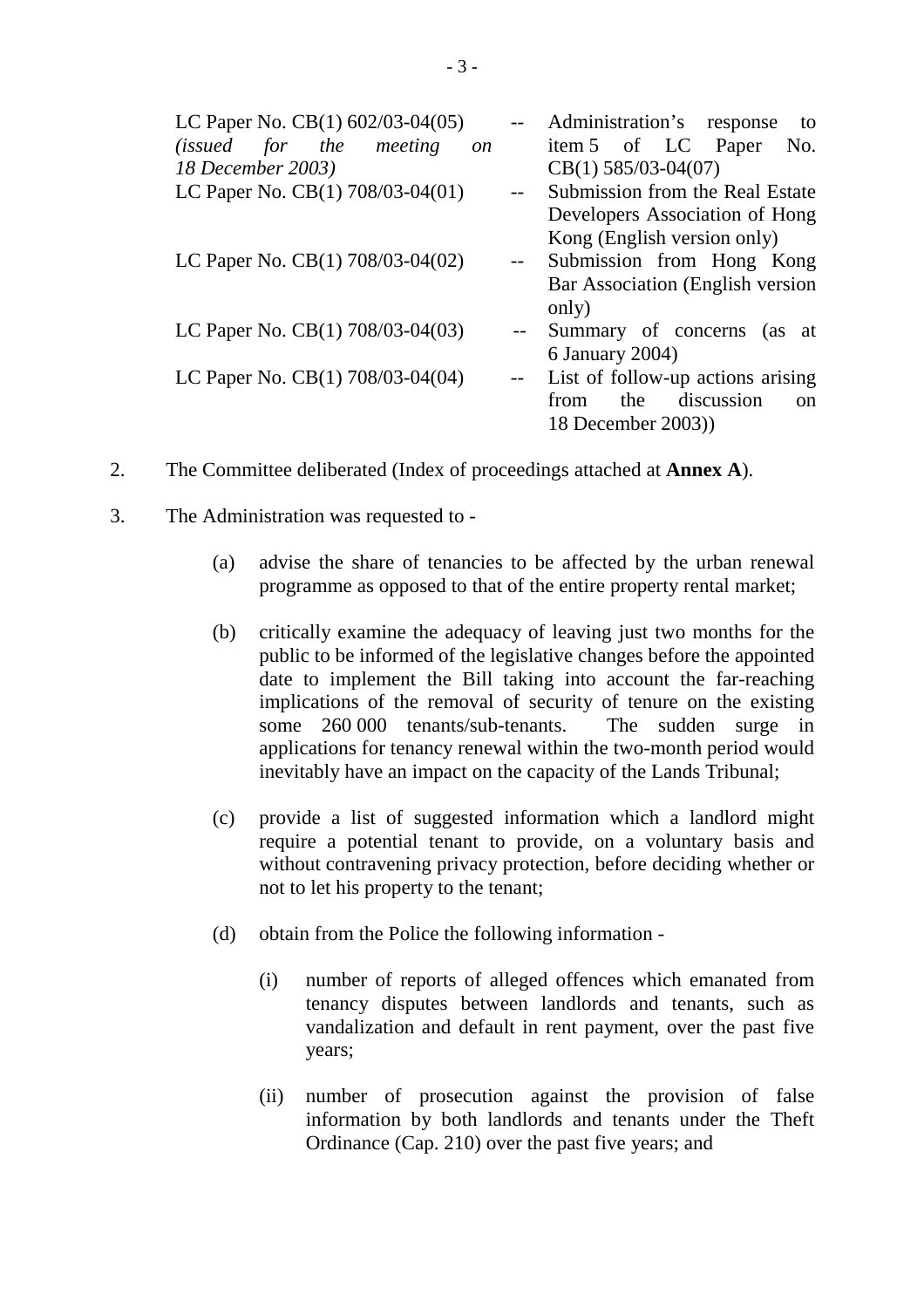| | | |
|---|---|---|
| LC Paper No. CB(1) 602/03-04(05) *(issued for the meeting on 18 December 2003)* | -- | Administration's response to item 5 of LC Paper No. CB(1) 585/03-04(07) |
| LC Paper No. CB(1) 708/03-04(01) | -- | Submission from the Real Estate Developers Association of Hong Kong (English version only) |
| LC Paper No. CB(1) 708/03-04(02) | -- | Submission from Hong Kong Bar Association (English version only) |
| LC Paper No. CB(1) 708/03-04(03) | -- | Summary of concerns (as at 6 January 2004) |
| LC Paper No. CB(1) 708/03-04(04) | -- | List of follow-up actions arising from the discussion on 18 December 2003)) |

2. The Committee deliberated (Index of proceedings attached at **Annex A**).

3. The Administration was requested to -

(a) advise the share of tenancies to be affected by the urban renewal programme as opposed to that of the entire property rental market;

(b) critically examine the adequacy of leaving just two months for the public to be informed of the legislative changes before the appointed date to implement the Bill taking into account the far-reaching implications of the removal of security of tenure on the existing some 260 000 tenants/sub-tenants. The sudden surge in applications for tenancy renewal within the two-month period would inevitably have an impact on the capacity of the Lands Tribunal;

(c) provide a list of suggested information which a landlord might require a potential tenant to provide, on a voluntary basis and without contravening privacy protection, before deciding whether or not to let his property to the tenant;

(d) obtain from the Police the following information -

(i) number of reports of alleged offences which emanated from tenancy disputes between landlords and tenants, such as vandalization and default in rent payment, over the past five years;

(ii) number of prosecution against the provision of false information by both landlords and tenants under the Theft Ordinance (Cap. 210) over the past five years; and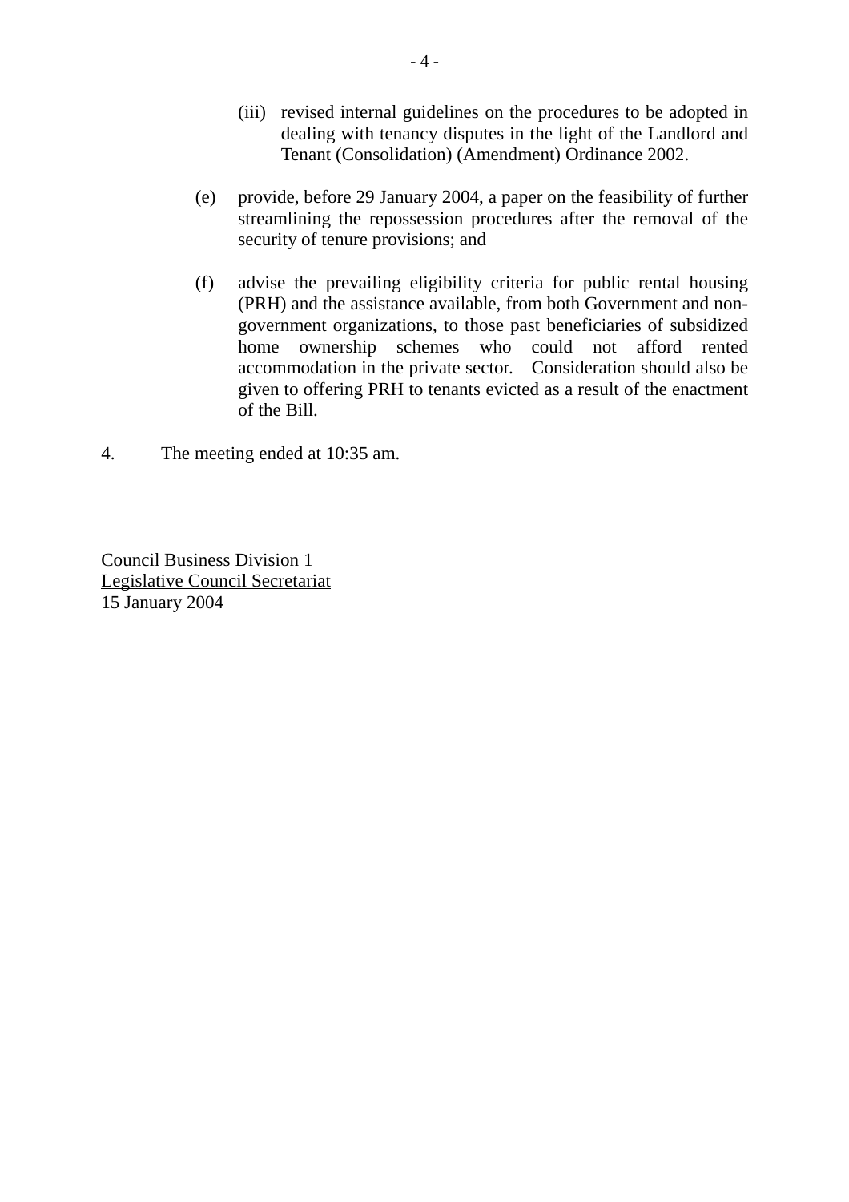(iii) revised internal guidelines on the procedures to be adopted in dealing with tenancy disputes in the light of the Landlord and Tenant (Consolidation) (Amendment) Ordinance 2002.

(e) provide, before 29 January 2004, a paper on the feasibility of further streamlining the repossession procedures after the removal of the security of tenure provisions; and

(f) advise the prevailing eligibility criteria for public rental housing (PRH) and the assistance available, from both Government and non-government organizations, to those past beneficiaries of subsidized home ownership schemes who could not afford rented accommodation in the private sector. Consideration should also be given to offering PRH to tenants evicted as a result of the enactment of the Bill.

4. The meeting ended at 10:35 am.

Council Business Division 1
Legislative Council Secretariat
15 January 2004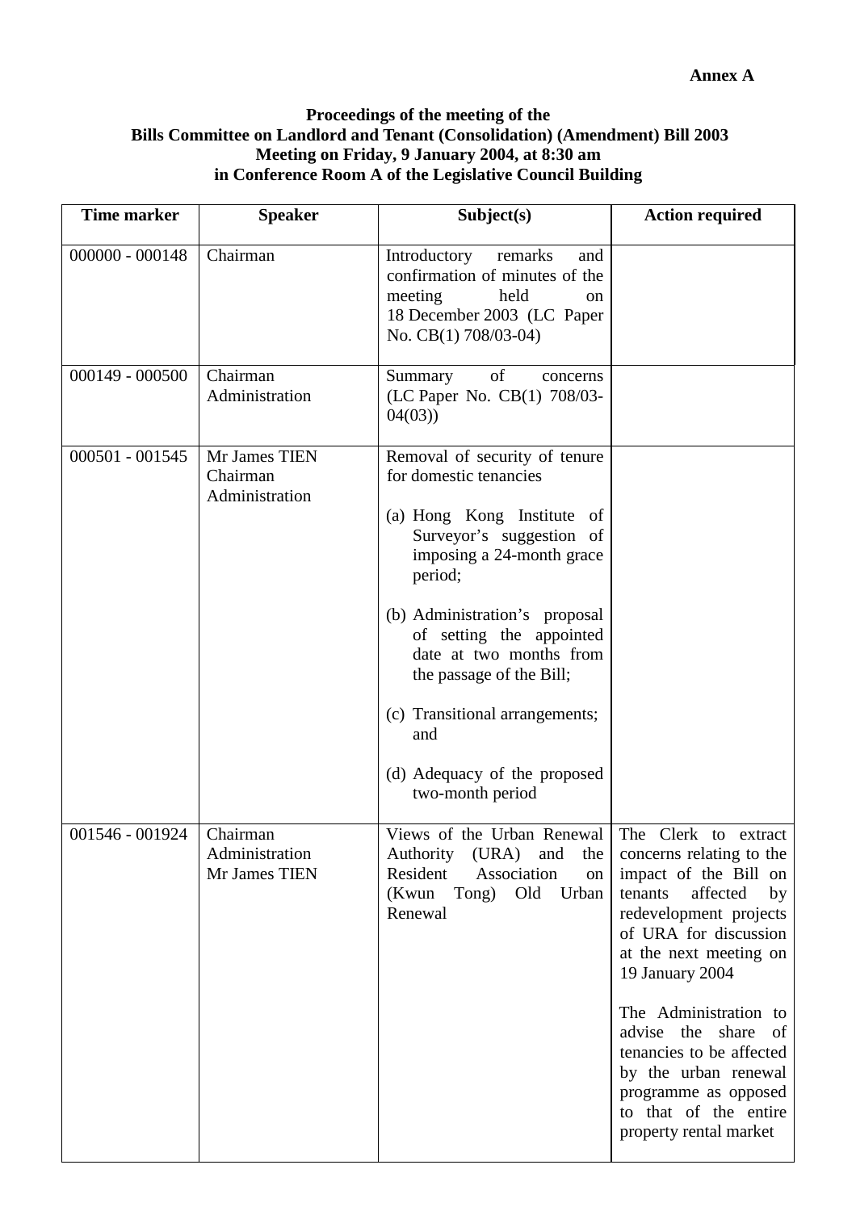**Annex A**

**Proceedings of the meeting of the**
**Bills Committee on Landlord and Tenant (Consolidation) (Amendment) Bill 2003**
**Meeting on Friday, 9 January 2004, at 8:30 am**
**in Conference Room A of the Legislative Council Building**

| Time marker | Speaker | Subject(s) | Action required |
|---|---|---|---|
| 000000 - 000148 | Chairman | Introductory remarks and confirmation of minutes of the meeting held on 18 December 2003 (LC Paper No. CB(1) 708/03-04) | |
| 000149 - 000500 | Chairman<br>Administration | Summary of concerns (LC Paper No. CB(1) 708/03-04(03)) | |
| 000501 - 001545 | Mr James TIEN<br>Chairman<br>Administration | Removal of security of tenure for domestic tenancies<br><br>(a) Hong Kong Institute of Surveyor's suggestion of imposing a 24-month grace period;<br><br>(b) Administration's proposal of setting the appointed date at two months from the passage of the Bill;<br><br>(c) Transitional arrangements; and<br><br>(d) Adequacy of the proposed two-month period | |
| 001546 - 001924 | Chairman<br>Administration<br>Mr James TIEN | Views of the Urban Renewal Authority (URA) and the Resident Association on (Kwun Tong) Old Urban Renewal | The Clerk to extract concerns relating to the impact of the Bill on tenants affected by redevelopment projects of URA for discussion at the next meeting on 19 January 2004<br><br>The Administration to advise the share of tenancies to be affected by the urban renewal programme as opposed to that of the entire property rental market |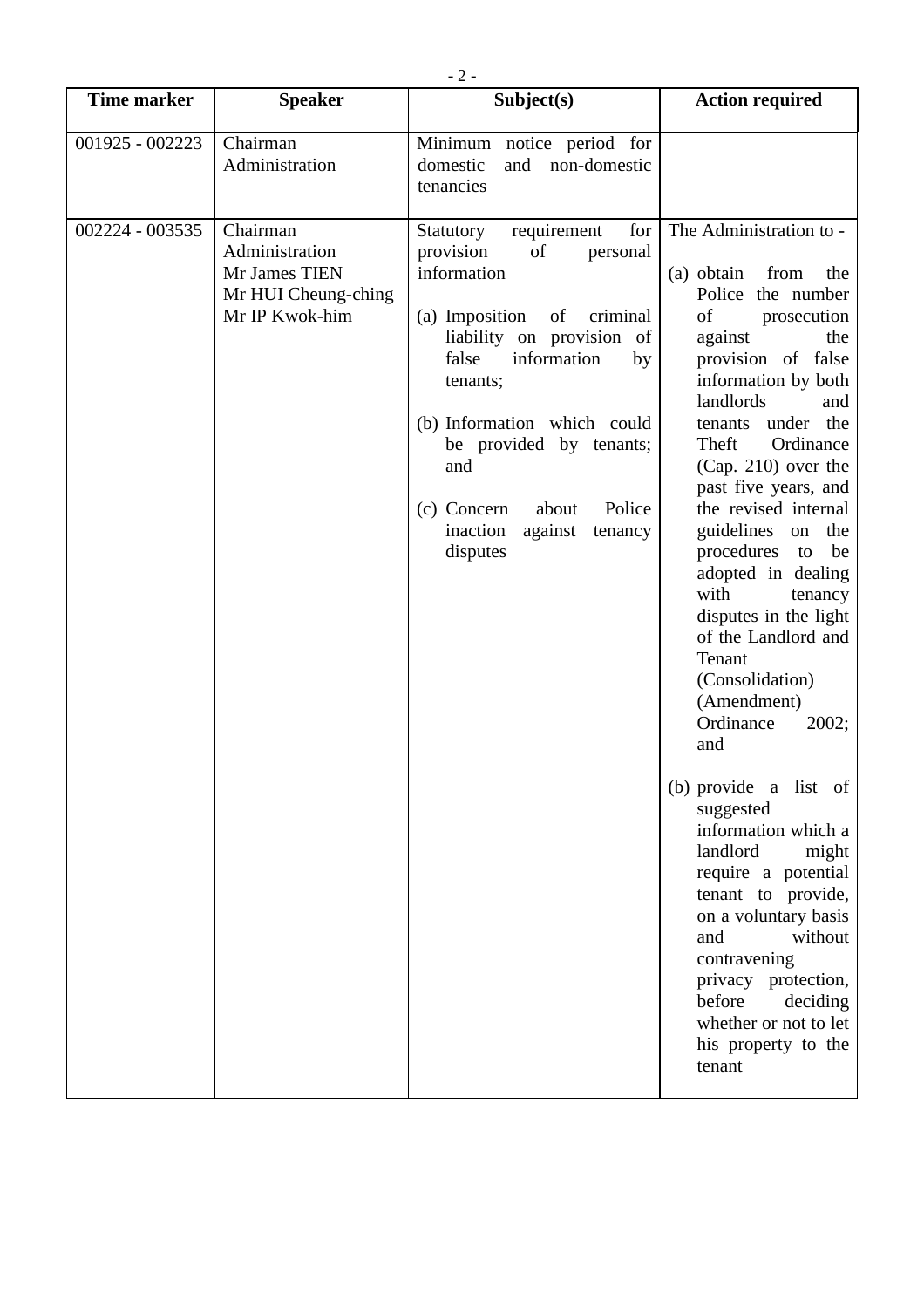| Time marker | Speaker | Subject(s) | Action required |
|---|---|---|---|
| 001925 - 002223 | Chairman<br>Administration | Minimum notice period for domestic and non-domestic tenancies | |
| 002224 - 003535 | Chairman<br>Administration<br>Mr James TIEN<br>Mr HUI Cheung-ching<br>Mr IP Kwok-him | Statutory requirement for provision of personal information<br><br>(a) Imposition of criminal liability on provision of false information by tenants;<br><br>(b) Information which could be provided by tenants; and<br><br>(c) Concern about Police inaction against tenancy disputes | The Administration to -<br><br>(a) obtain from the Police the number of prosecution against the provision of false information by both landlords and tenants under the Theft Ordinance (Cap. 210) over the past five years, and the revised internal guidelines on the procedures to be adopted in dealing with tenancy disputes in the light of the Landlord and Tenant (Consolidation) (Amendment) Ordinance 2002; and<br><br>(b) provide a list of suggested information which a landlord might require a potential tenant to provide, on a voluntary basis and without contravening privacy protection, before deciding whether or not to let his property to the tenant |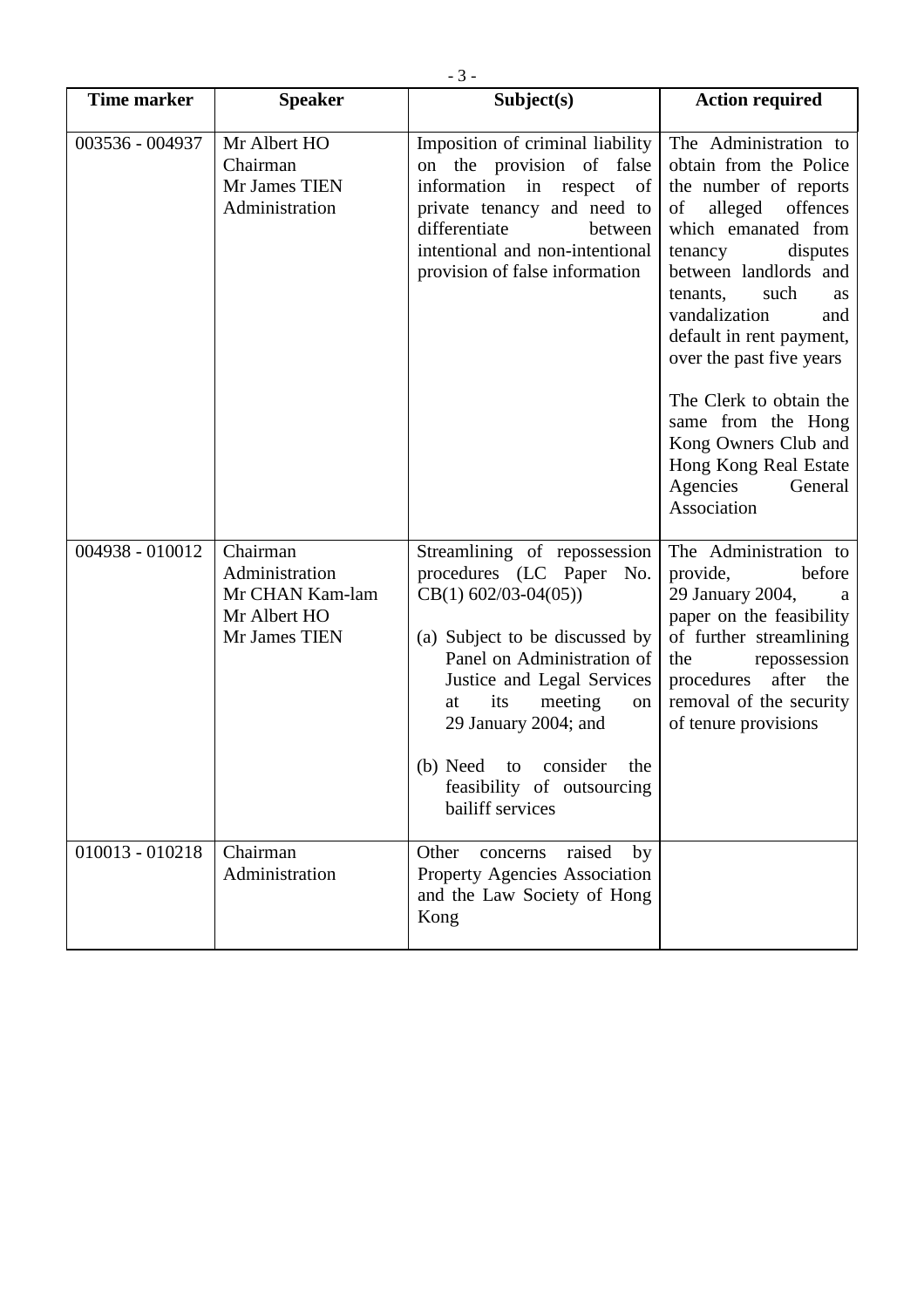| Time marker | Speaker | Subject(s) | Action required |
|---|---|---|---|
| 003536 - 004937 | Mr Albert HO<br>Chairman<br>Mr James TIEN<br>Administration | Imposition of criminal liability on the provision of false information in respect of private tenancy and need to differentiate between intentional and non-intentional provision of false information | The Administration to obtain from the Police the number of reports of alleged offences which emanated from tenancy disputes between landlords and tenants, such as vandalization and default in rent payment, over the past five years<br><br>The Clerk to obtain the same from the Hong Kong Owners Club and Hong Kong Real Estate Agencies General Association |
| 004938 - 010012 | Chairman<br>Administration<br>Mr CHAN Kam-lam<br>Mr Albert HO<br>Mr James TIEN | Streamlining of repossession procedures (LC Paper No. CB(1) 602/03-04(05))<br><br>(a) Subject to be discussed by Panel on Administration of Justice and Legal Services at its meeting on 29 January 2004; and<br><br>(b) Need to consider the feasibility of outsourcing bailiff services | The Administration to provide, before 29 January 2004, a paper on the feasibility of further streamlining the repossession procedures after the removal of the security of tenure provisions |
| 010013 - 010218 | Chairman<br>Administration | Other concerns raised by Property Agencies Association and the Law Society of Hong Kong | |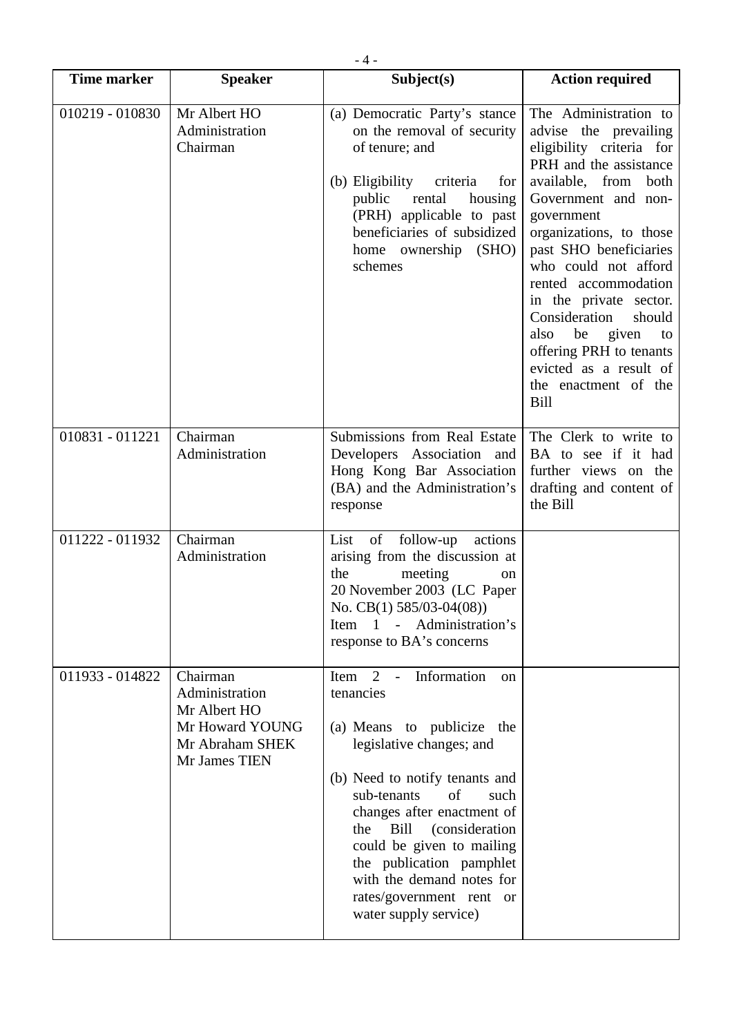| Time marker | Speaker | Subject(s) | Action required |
|---|---|---|---|
| 010219 - 010830 | Mr Albert HO<br>Administration<br>Chairman | (a) Democratic Party's stance on the removal of security of tenure; and<br><br>(b) Eligibility criteria for public rental housing (PRH) applicable to past beneficiaries of subsidized home ownership (SHO) schemes | The Administration to advise the prevailing eligibility criteria for PRH and the assistance available, from both Government and non-government organizations, to those past SHO beneficiaries who could not afford rented accommodation in the private sector. Consideration should also be given to offering PRH to tenants evicted as a result of the enactment of the Bill |
| 010831 - 011221 | Chairman<br>Administration | Submissions from Real Estate Developers Association and Hong Kong Bar Association (BA) and the Administration's response | The Clerk to write to BA to see if it had further views on the drafting and content of the Bill |
| 011222 - 011932 | Chairman<br>Administration | List of follow-up actions arising from the discussion at the meeting on 20 November 2003 (LC Paper No. CB(1) 585/03-04(08))<br>Item 1 - Administration's response to BA's concerns | |
| 011933 - 014822 | Chairman<br>Administration<br>Mr Albert HO<br>Mr Howard YOUNG<br>Mr Abraham SHEK<br>Mr James TIEN | Item 2 - Information on tenancies<br><br>(a) Means to publicize the legislative changes; and<br><br>(b) Need to notify tenants and sub-tenants of such changes after enactment of the Bill (consideration could be given to mailing the publication pamphlet with the demand notes for rates/government rent or water supply service) | |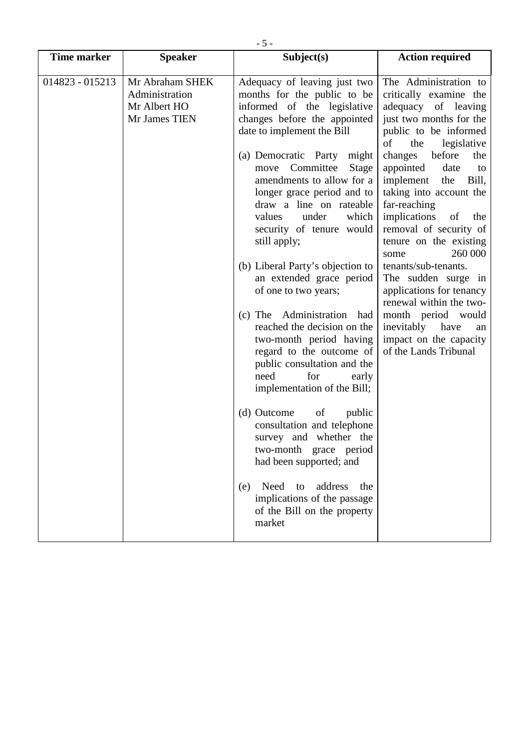| Time marker | Speaker | Subject(s) | Action required |
|---|---|---|---|
| 014823 - 015213 | Mr Abraham SHEK<br>Administration<br>Mr Albert HO<br>Mr James TIEN | Adequacy of leaving just two months for the public to be informed of the legislative changes before the appointed date to implement the Bill<br><br>(a) Democratic Party might move Committee Stage amendments to allow for a longer grace period and to draw a line on rateable values under which security of tenure would still apply;<br><br>(b) Liberal Party's objection to an extended grace period of one to two years;<br><br>(c) The Administration had reached the decision on the two-month period having regard to the outcome of public consultation and the need for early implementation of the Bill;<br><br>(d) Outcome of public consultation and telephone survey and whether the two-month grace period had been supported; and<br><br>(e) Need to address the implications of the passage of the Bill on the property market | The Administration to critically examine the adequacy of leaving just two months for the public to be informed of the legislative changes before the appointed date to implement the Bill, taking into account the far-reaching implications of the removal of security of tenure on the existing some 260 000 tenants/sub-tenants. The sudden surge in applications for tenancy renewal within the two-month period would inevitably have an impact on the capacity of the Lands Tribunal |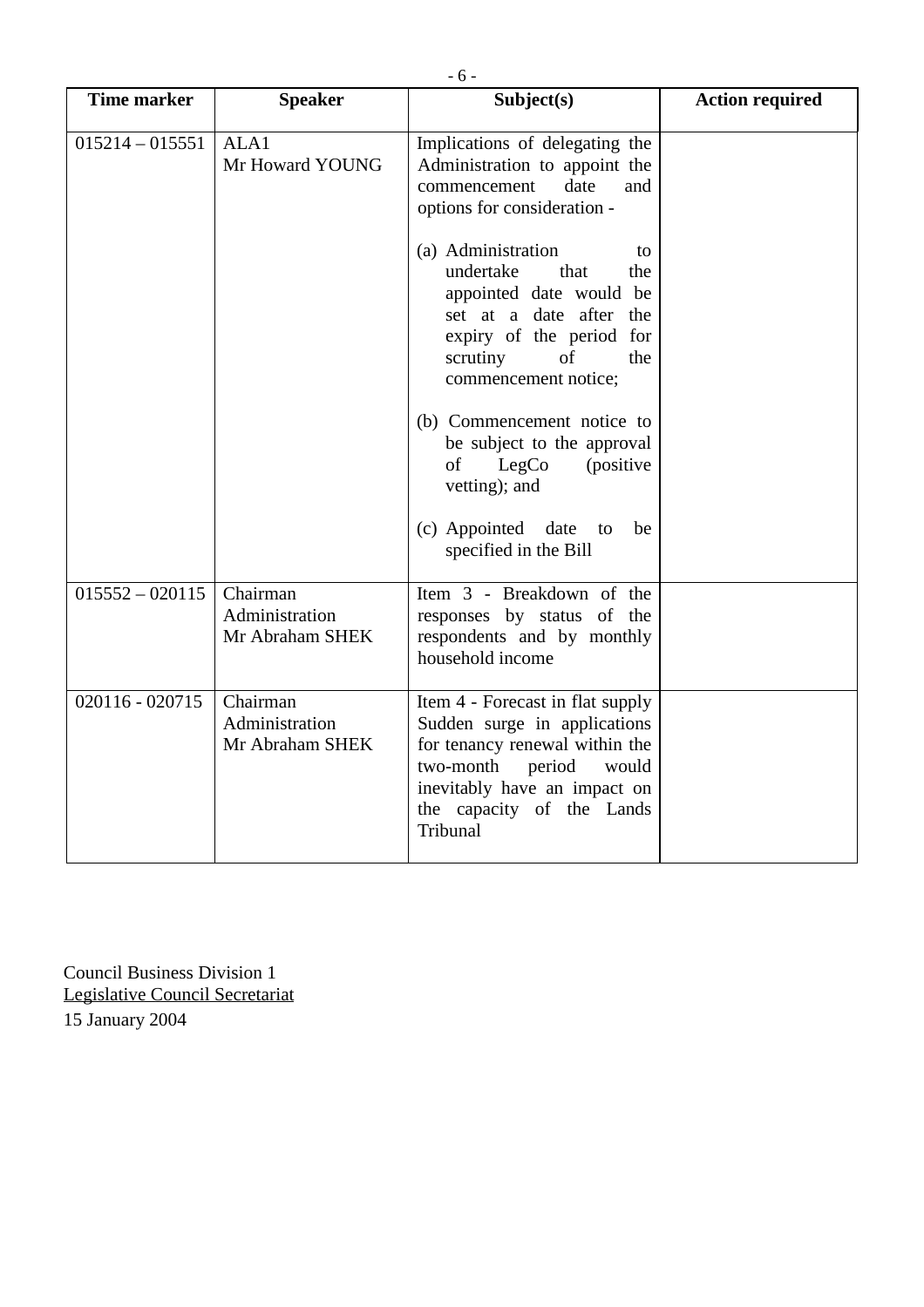| Time marker | Speaker | Subject(s) | Action required |
|---|---|---|---|
| 015214 – 015551 | ALA1<br>Mr Howard YOUNG | Implications of delegating the Administration to appoint the commencement date and options for consideration -<br><br>(a) Administration to undertake that the appointed date would be set at a date after the expiry of the period for scrutiny of the commencement notice;<br><br>(b) Commencement notice to be subject to the approval of LegCo (positive vetting); and<br><br>(c) Appointed date to be specified in the Bill | |
| 015552 – 020115 | Chairman<br>Administration<br>Mr Abraham SHEK | Item 3 - Breakdown of the responses by status of the respondents and by monthly household income | |
| 020116 - 020715 | Chairman<br>Administration<br>Mr Abraham SHEK | Item 4 - Forecast in flat supply<br>Sudden surge in applications for tenancy renewal within the two-month period would inevitably have an impact on the capacity of the Lands Tribunal | |

Council Business Division 1
Legislative Council Secretariat
15 January 2004